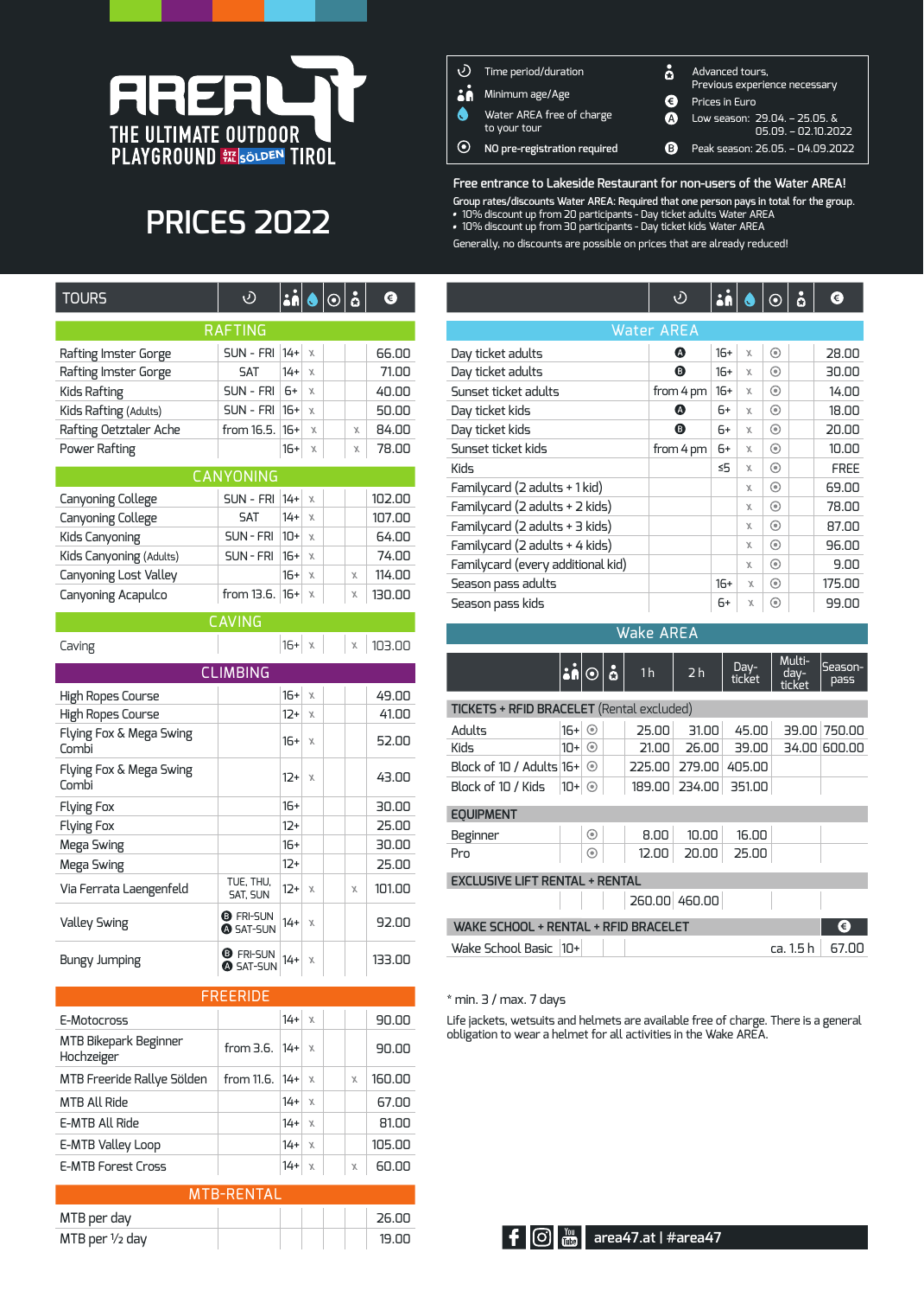# AREA 47

THE ULTIMATE OUTDOOR PLAYGROUND ÖTZTAL SÖLDEN TIROL

## PRICES 2022

**Legend:**

- ⏱ Time period/duration
- Minimum age/Age
- 💧 Water AREA free of charge to your tour
- ⦿ NO pre-registration required
- Advanced tours, Previous experience necessary
- € Prices in Euro
- A Low season: 29.04. – 25.05. & 05.09. – 02.10.2022
- B Peak season: 26.05. – 04.09.2022

**Free entrance to Lakeside Restaurant for non-users of the Water AREA!**

**Group rates/discounts Water AREA: Required that one person pays in total for the group.**

- 10% discount up from 20 participants - Day ticket adults Water AREA
- 10% discount up from 30 participants - Day ticket kids Water AREA

Generally, no discounts are possible on prices that are already reduced!

## TOURS

| TOURS | Time period/duration | Minimum age | Water AREA free | NO pre-registration | Advanced | € |
|---|---|---|---|---|---|---|
| **RAFTING** | | | | | | |
| Rafting Imster Gorge | SUN - FRI | 14+ | x | | | 66.00 |
| Rafting Imster Gorge | SAT | 14+ | x | | | 71.00 |
| Kids Rafting | SUN - FRI | 6+ | x | | | 40.00 |
| Kids Rafting (Adults) | SUN - FRI | 16+ | x | | | 50.00 |
| Rafting Oetztaler Ache | from 16.5. | 16+ | x | | x | 84.00 |
| Power Rafting | | 16+ | x | | x | 78.00 |
| **CANYONING** | | | | | | |
| Canyoning College | SUN - FRI | 14+ | x | | | 102.00 |
| Canyoning College | SAT | 14+ | x | | | 107.00 |
| Kids Canyoning | SUN - FRI | 10+ | x | | | 64.00 |
| Kids Canyoning (Adults) | SUN - FRI | 16+ | x | | | 74.00 |
| Canyoning Lost Valley | | 16+ | x | | x | 114.00 |
| Canyoning Acapulco | from 13.6. | 16+ | x | | x | 130.00 |
| **CAVING** | | | | | | |
| Caving | | 16+ | x | | x | 103.00 |
| **CLIMBING** | | | | | | |
| High Ropes Course | | 16+ | x | | | 49.00 |
| High Ropes Course | | 12+ | x | | | 41.00 |
| Flying Fox & Mega Swing Combi | | 16+ | x | | | 52.00 |
| Flying Fox & Mega Swing Combi | | 12+ | x | | | 43.00 |
| Flying Fox | | 16+ | | | | 30.00 |
| Flying Fox | | 12+ | | | | 25.00 |
| Mega Swing | | 16+ | | | | 30.00 |
| Mega Swing | | 12+ | | | | 25.00 |
| Via Ferrata Laengenfeld | TUE, THU, SAT, SUN | 12+ | x | | x | 101.00 |
| Valley Swing | B FRI-SUN A SAT-SUN | 14+ | x | | | 92.00 |
| Bungy Jumping | B FRI-SUN A SAT-SUN | 14+ | x | | | 133.00 |
| **FREERIDE** | | | | | | |
| E-Motocross | | 14+ | x | | | 90.00 |
| MTB Bikepark Beginner Hochzeiger | from 3.6. | 14+ | x | | | 90.00 |
| MTB Freeride Rallye Sölden | from 11.6. | 14+ | x | | x | 160.00 |
| MTB All Ride | | 14+ | x | | | 67.00 |
| E-MTB All Ride | | 14+ | x | | | 81.00 |
| E-MTB Valley Loop | | 14+ | x | | | 105.00 |
| E-MTB Forest Cross | | 14+ | x | | x | 60.00 |
| **MTB-RENTAL** | | | | | | |
| MTB per day | | | | | | 26.00 |
| MTB per ½ day | | | | | | 19.00 |

## Water AREA

| Water AREA | Time period/duration | Minimum age | Water AREA free | NO pre-registration | Advanced | € |
|---|---|---|---|---|---|---|
| Day ticket adults | A | 16+ | x | ⦿ | | 28.00 |
| Day ticket adults | B | 16+ | x | ⦿ | | 30.00 |
| Sunset ticket adults | from 4 pm | 16+ | x | ⦿ | | 14.00 |
| Day ticket kids | A | 6+ | x | ⦿ | | 18.00 |
| Day ticket kids | B | 6+ | x | ⦿ | | 20.00 |
| Sunset ticket kids | from 4 pm | 6+ | x | ⦿ | | 10.00 |
| Kids | | ≤5 | x | ⦿ | | FREE |
| Familycard (2 adults + 1 kid) | | | x | ⦿ | | 69.00 |
| Familycard (2 adults + 2 kids) | | | x | ⦿ | | 78.00 |
| Familycard (2 adults + 3 kids) | | | x | ⦿ | | 87.00 |
| Familycard (2 adults + 4 kids) | | | x | ⦿ | | 96.00 |
| Familycard (every additional kid) | | | x | ⦿ | | 9.00 |
| Season pass adults | | 16+ | x | ⦿ | | 175.00 |
| Season pass kids | | 6+ | x | ⦿ | | 99.00 |

## Wake AREA

| | Minimum age | NO pre-registration | Advanced | 1 h | 2 h | Day-ticket | Multi-day-ticket | Season-pass |
|---|---|---|---|---|---|---|---|---|
| **TICKETS + RFID BRACELET** (Rental excluded) | | | | | | | | |
| Adults | 16+ | ⦿ | | 25.00 | 31.00 | 45.00 | 39.00 | 750.00 |
| Kids | 10+ | ⦿ | | 21.00 | 26.00 | 39.00 | 34.00 | 600.00 |
| Block of 10 / Adults | 16+ | ⦿ | | 225.00 | 279.00 | 405.00 | | |
| Block of 10 / Kids | 10+ | ⦿ | | 189.00 | 234.00 | 351.00 | | |
| **EQUIPMENT** | | | | | | | | |
| Beginner | | ⦿ | | 8.00 | 10.00 | 16.00 | | |
| Pro | | ⦿ | | 12.00 | 20.00 | 25.00 | | |
| **EXCLUSIVE LIFT RENTAL + RENTAL** | | | | | | | | |
| | | | | 260.00 | 460.00 | | | |

| WAKE SCHOOL + RENTAL + RFID BRACELET | Minimum age | | | Time period/duration | € |
|---|---|---|---|---|---|
| Wake School Basic | 10+ | | | ca. 1.5 h | 67.00 |

\* min. 3 / max. 7 days

Life jackets, wetsuits and helmets are available free of charge. There is a general obligation to wear a helmet for all activities in the Wake AREA.

area47.at | #area47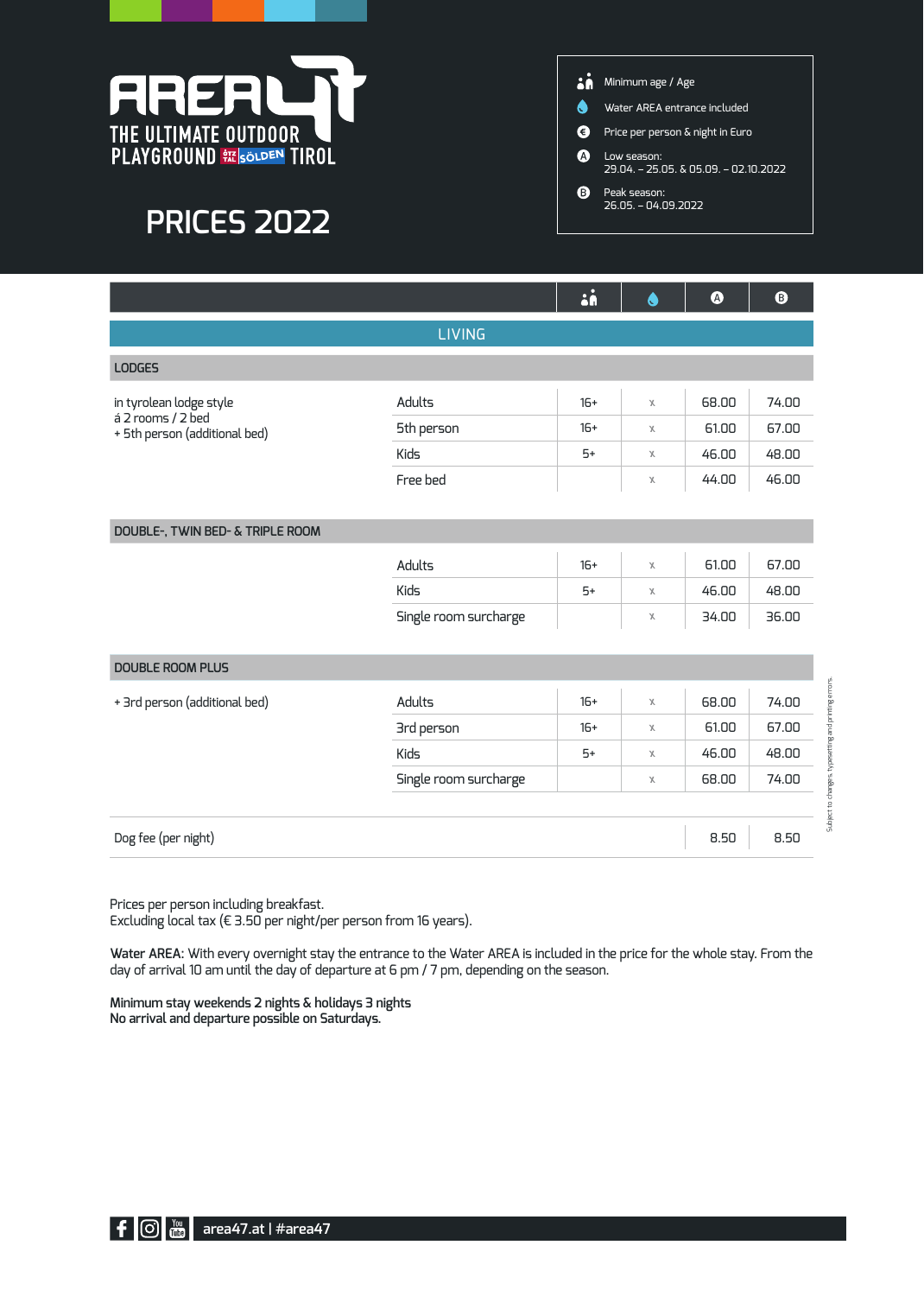AREA 47
THE ULTIMATE OUTDOOR PLAYGROUND ÖTZTAL SÖLDEN TIROL

# PRICES 2022

- Minimum age / Age
- Water AREA entrance included
- € Price per person & night in Euro
- A Low season: 29.04. – 25.05. & 05.09. – 02.10.2022
- B Peak season: 26.05. – 04.09.2022

| | | Age | Water AREA | A | B |
|---|---|---|---|---|---|
| **LIVING** | | | | | |
| **LODGES** | | | | | |
| in tyrolean lodge style á 2 rooms / 2 bed + 5th person (additional bed) | Adults | 16+ | x | 68.00 | 74.00 |
| | 5th person | 16+ | x | 61.00 | 67.00 |
| | Kids | 5+ | x | 46.00 | 48.00 |
| | Free bed | | x | 44.00 | 46.00 |
| **DOUBLE-, TWIN BED- & TRIPLE ROOM** | | | | | |
| | Adults | 16+ | x | 61.00 | 67.00 |
| | Kids | 5+ | x | 46.00 | 48.00 |
| | Single room surcharge | | x | 34.00 | 36.00 |
| **DOUBLE ROOM PLUS** | | | | | |
| + 3rd person (additional bed) | Adults | 16+ | x | 68.00 | 74.00 |
| | 3rd person | 16+ | x | 61.00 | 67.00 |
| | Kids | 5+ | x | 46.00 | 48.00 |
| | Single room surcharge | | x | 68.00 | 74.00 |
| Dog fee (per night) | | | | 8.50 | 8.50 |

Subject to changes, typesetting and printing errors.

Prices per person including breakfast.
Excluding local tax (€ 3.50 per night/per person from 16 years).

**Water AREA:** With every overnight stay the entrance to the Water AREA is included in the price for the whole stay. From the day of arrival 10 am until the day of departure at 6 pm / 7 pm, depending on the season.

**Minimum stay weekends 2 nights & holidays 3 nights**
**No arrival and departure possible on Saturdays.**

area47.at | #area47